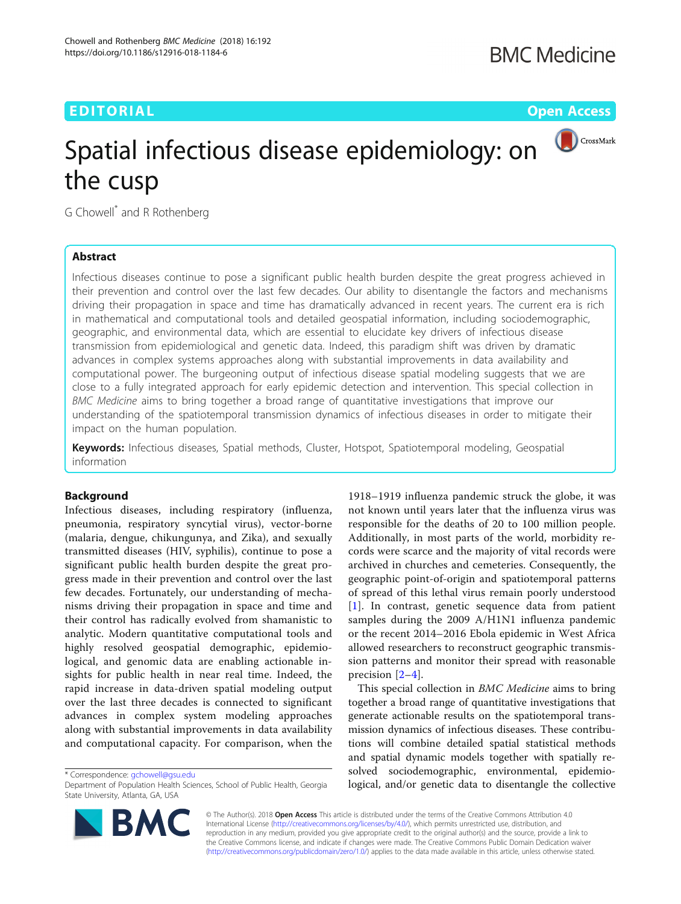EDITORIAL

Open Access

# Spatial infectious disease epidemiology: on the cusp

G Chowell[*] and R Rothenberg

## Abstract

Infectious diseases continue to pose a significant public health burden despite the great progress achieved in their prevention and control over the last few decades. Our ability to disentangle the factors and mechanisms driving their propagation in space and time has dramatically advanced in recent years. The current era is rich in mathematical and computational tools and detailed geospatial information, including sociodemographic, geographic, and environmental data, which are essential to elucidate key drivers of infectious disease transmission from epidemiological and genetic data. Indeed, this paradigm shift was driven by dramatic advances in complex systems approaches along with substantial improvements in data availability and computational power. The burgeoning output of infectious disease spatial modeling suggests that we are close to a fully integrated approach for early epidemic detection and intervention. This special collection in *BMC Medicine* aims to bring together a broad range of quantitative investigations that improve our understanding of the spatiotemporal transmission dynamics of infectious diseases in order to mitigate their impact on the human population.

**Keywords:** Infectious diseases, Spatial methods, Cluster, Hotspot, Spatiotemporal modeling, Geospatial information

## Background

Infectious diseases, including respiratory (influenza, pneumonia, respiratory syncytial virus), vector-borne (malaria, dengue, chikungunya, and Zika), and sexually transmitted diseases (HIV, syphilis), continue to pose a significant public health burden despite the great progress made in their prevention and control over the last few decades. Fortunately, our understanding of mechanisms driving their propagation in space and time and their control has radically evolved from shamanistic to analytic. Modern quantitative computational tools and highly resolved geospatial demographic, epidemiological, and genomic data are enabling actionable insights for public health in near real time. Indeed, the rapid increase in data-driven spatial modeling output over the last three decades is connected to significant advances in complex system modeling approaches along with substantial improvements in data availability and computational capacity. For comparison, when the 1918–1919 influenza pandemic struck the globe, it was not known until years later that the influenza virus was responsible for the deaths of 20 to 100 million people. Additionally, in most parts of the world, morbidity records were scarce and the majority of vital records were archived in churches and cemeteries. Consequently, the geographic point-of-origin and spatiotemporal patterns of spread of this lethal virus remain poorly understood [1]. In contrast, genetic sequence data from patient samples during the 2009 A/H1N1 influenza pandemic or the recent 2014–2016 Ebola epidemic in West Africa allowed researchers to reconstruct geographic transmission patterns and monitor their spread with reasonable precision [2–4].

This special collection in *BMC Medicine* aims to bring together a broad range of quantitative investigations that generate actionable results on the spatiotemporal transmission dynamics of infectious diseases. These contributions will combine detailed spatial statistical methods and spatial dynamic models together with spatially resolved sociodemographic, environmental, epidemiological, and/or genetic data to disentangle the collective

* Correspondence: gchowell@gsu.edu
Department of Population Health Sciences, School of Public Health, Georgia State University, Atlanta, GA, USA

© The Author(s). 2018 **Open Access** This article is distributed under the terms of the Creative Commons Attribution 4.0 International License (http://creativecommons.org/licenses/by/4.0/), which permits unrestricted use, distribution, and reproduction in any medium, provided you give appropriate credit to the original author(s) and the source, provide a link to the Creative Commons license, and indicate if changes were made. The Creative Commons Public Domain Dedication waiver (http://creativecommons.org/publicdomain/zero/1.0/) applies to the data made available in this article, unless otherwise stated.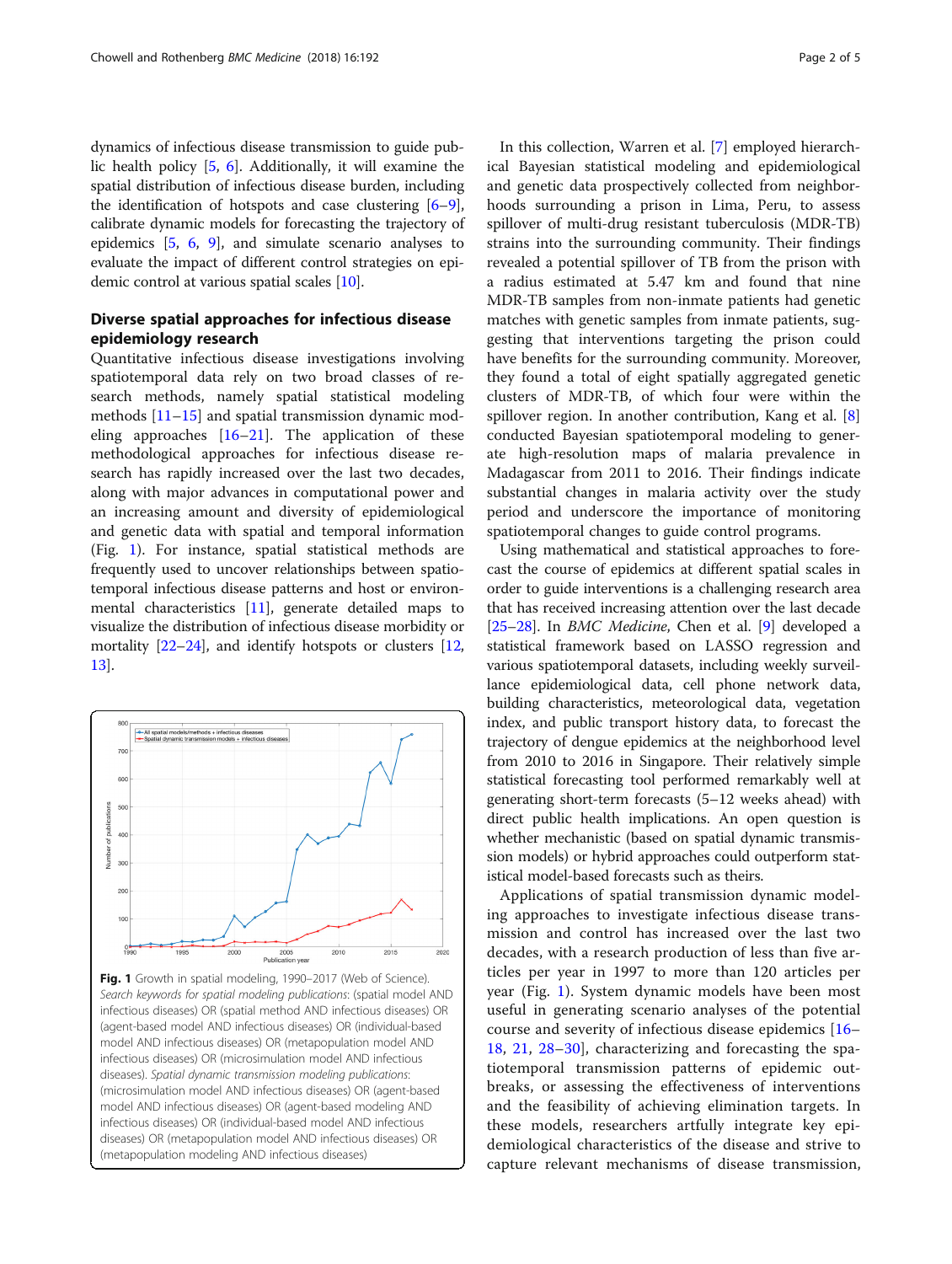dynamics of infectious disease transmission to guide public health policy [5, 6]. Additionally, it will examine the spatial distribution of infectious disease burden, including the identification of hotspots and case clustering [6–9], calibrate dynamic models for forecasting the trajectory of epidemics [5, 6, 9], and simulate scenario analyses to evaluate the impact of different control strategies on epidemic control at various spatial scales [10].

## Diverse spatial approaches for infectious disease epidemiology research

Quantitative infectious disease investigations involving spatiotemporal data rely on two broad classes of research methods, namely spatial statistical modeling methods [11–15] and spatial transmission dynamic modeling approaches [16–21]. The application of these methodological approaches for infectious disease research has rapidly increased over the last two decades, along with major advances in computational power and an increasing amount and diversity of epidemiological and genetic data with spatial and temporal information (Fig. 1). For instance, spatial statistical methods are frequently used to uncover relationships between spatiotemporal infectious disease patterns and host or environmental characteristics [11], generate detailed maps to visualize the distribution of infectious disease morbidity or mortality [22–24], and identify hotspots or clusters [12, 13].

**Fig. 1** Growth in spatial modeling, 1990–2017 (Web of Science). *Search keywords for spatial modeling publications*: (spatial model AND infectious diseases) OR (spatial method AND infectious diseases) OR (agent-based model AND infectious diseases) OR (individual-based model AND infectious diseases) OR (metapopulation model AND infectious diseases) OR (microsimulation model AND infectious diseases). *Spatial dynamic transmission modeling publications*: (microsimulation model AND infectious diseases) OR (agent-based model AND infectious diseases) OR (agent-based modeling AND infectious diseases) OR (individual-based model AND infectious diseases) OR (metapopulation model AND infectious diseases) OR (metapopulation modeling AND infectious diseases)

In this collection, Warren et al. [7] employed hierarchical Bayesian statistical modeling and epidemiological and genetic data prospectively collected from neighborhoods surrounding a prison in Lima, Peru, to assess spillover of multi-drug resistant tuberculosis (MDR-TB) strains into the surrounding community. Their findings revealed a potential spillover of TB from the prison with a radius estimated at 5.47 km and found that nine MDR-TB samples from non-inmate patients had genetic matches with genetic samples from inmate patients, suggesting that interventions targeting the prison could have benefits for the surrounding community. Moreover, they found a total of eight spatially aggregated genetic clusters of MDR-TB, of which four were within the spillover region. In another contribution, Kang et al. [8] conducted Bayesian spatiotemporal modeling to generate high-resolution maps of malaria prevalence in Madagascar from 2011 to 2016. Their findings indicate substantial changes in malaria activity over the study period and underscore the importance of monitoring spatiotemporal changes to guide control programs.

Using mathematical and statistical approaches to forecast the course of epidemics at different spatial scales in order to guide interventions is a challenging research area that has received increasing attention over the last decade [25–28]. In *BMC Medicine*, Chen et al. [9] developed a statistical framework based on LASSO regression and various spatiotemporal datasets, including weekly surveillance epidemiological data, cell phone network data, building characteristics, meteorological data, vegetation index, and public transport history data, to forecast the trajectory of dengue epidemics at the neighborhood level from 2010 to 2016 in Singapore. Their relatively simple statistical forecasting tool performed remarkably well at generating short-term forecasts (5–12 weeks ahead) with direct public health implications. An open question is whether mechanistic (based on spatial dynamic transmission models) or hybrid approaches could outperform statistical model-based forecasts such as theirs.

Applications of spatial transmission dynamic modeling approaches to investigate infectious disease transmission and control has increased over the last two decades, with a research production of less than five articles per year in 1997 to more than 120 articles per year (Fig. 1). System dynamic models have been most useful in generating scenario analyses of the potential course and severity of infectious disease epidemics [16–18, 21, 28–30], characterizing and forecasting the spatiotemporal transmission patterns of epidemic outbreaks, or assessing the effectiveness of interventions and the feasibility of achieving elimination targets. In these models, researchers artfully integrate key epidemiological characteristics of the disease and strive to capture relevant mechanisms of disease transmission,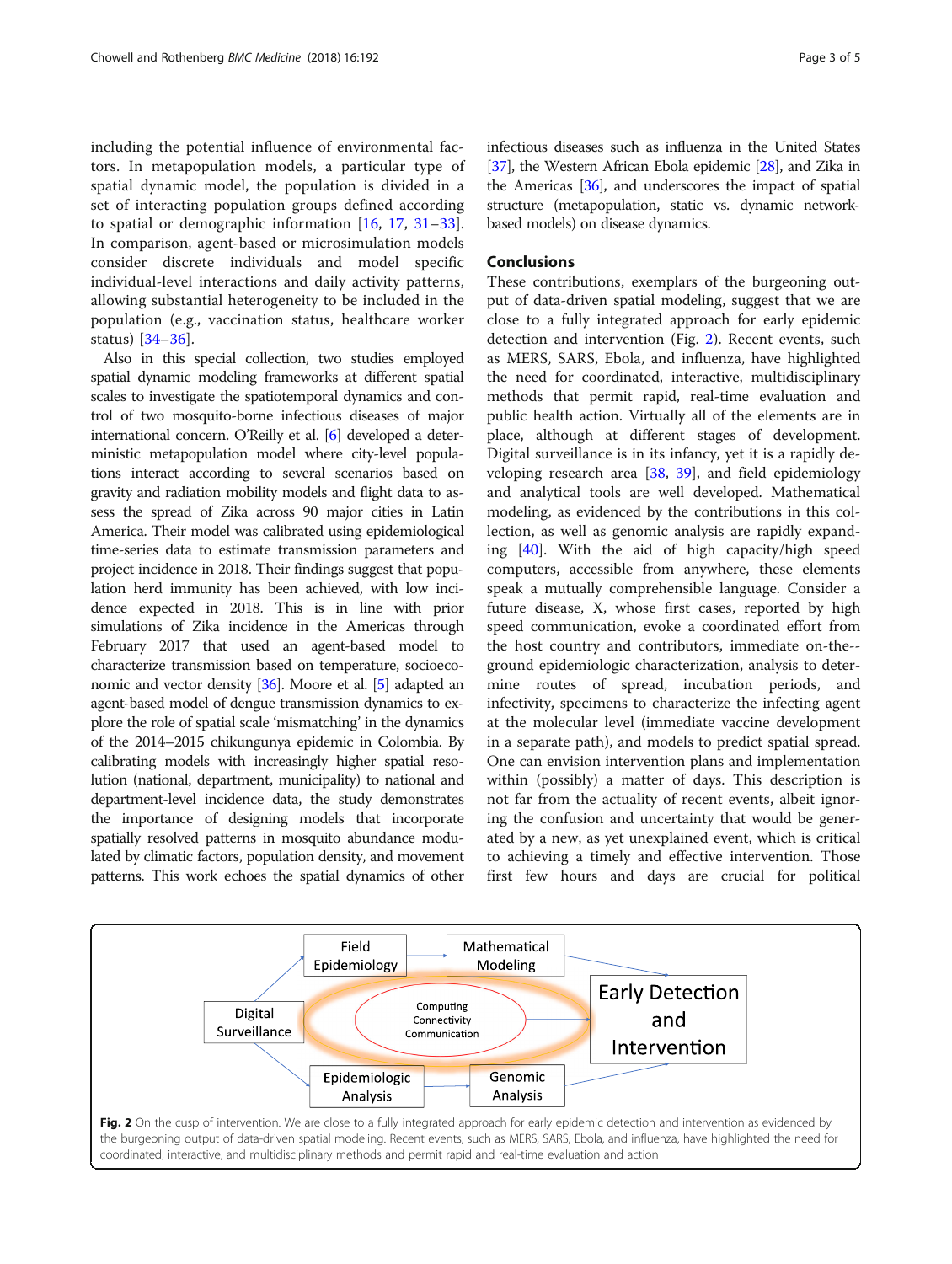including the potential influence of environmental factors. In metapopulation models, a particular type of spatial dynamic model, the population is divided in a set of interacting population groups defined according to spatial or demographic information [16, 17, 31–33]. In comparison, agent-based or microsimulation models consider discrete individuals and model specific individual-level interactions and daily activity patterns, allowing substantial heterogeneity to be included in the population (e.g., vaccination status, healthcare worker status) [34–36].

Also in this special collection, two studies employed spatial dynamic modeling frameworks at different spatial scales to investigate the spatiotemporal dynamics and control of two mosquito-borne infectious diseases of major international concern. O'Reilly et al. [6] developed a deterministic metapopulation model where city-level populations interact according to several scenarios based on gravity and radiation mobility models and flight data to assess the spread of Zika across 90 major cities in Latin America. Their model was calibrated using epidemiological time-series data to estimate transmission parameters and project incidence in 2018. Their findings suggest that population herd immunity has been achieved, with low incidence expected in 2018. This is in line with prior simulations of Zika incidence in the Americas through February 2017 that used an agent-based model to characterize transmission based on temperature, socioeconomic and vector density [36]. Moore et al. [5] adapted an agent-based model of dengue transmission dynamics to explore the role of spatial scale 'mismatching' in the dynamics of the 2014–2015 chikungunya epidemic in Colombia. By calibrating models with increasingly higher spatial resolution (national, department, municipality) to national and department-level incidence data, the study demonstrates the importance of designing models that incorporate spatially resolved patterns in mosquito abundance modulated by climatic factors, population density, and movement patterns. This work echoes the spatial dynamics of other infectious diseases such as influenza in the United States [37], the Western African Ebola epidemic [28], and Zika in the Americas [36], and underscores the impact of spatial structure (metapopulation, static vs. dynamic network-based models) on disease dynamics.

## Conclusions

These contributions, exemplars of the burgeoning output of data-driven spatial modeling, suggest that we are close to a fully integrated approach for early epidemic detection and intervention (Fig. 2). Recent events, such as MERS, SARS, Ebola, and influenza, have highlighted the need for coordinated, interactive, multidisciplinary methods that permit rapid, real-time evaluation and public health action. Virtually all of the elements are in place, although at different stages of development. Digital surveillance is in its infancy, yet it is a rapidly developing research area [38, 39], and field epidemiology and analytical tools are well developed. Mathematical modeling, as evidenced by the contributions in this collection, as well as genomic analysis are rapidly expanding [40]. With the aid of high capacity/high speed computers, accessible from anywhere, these elements speak a mutually comprehensible language. Consider a future disease, X, whose first cases, reported by high speed communication, evoke a coordinated effort from the host country and contributors, immediate on-the-ground epidemiologic characterization, analysis to determine routes of spread, incubation periods, and infectivity, specimens to characterize the infecting agent at the molecular level (immediate vaccine development in a separate path), and models to predict spatial spread. One can envision intervention plans and implementation within (possibly) a matter of days. This description is not far from the actuality of recent events, albeit ignoring the confusion and uncertainty that would be generated by a new, as yet unexplained event, which is critical to achieving a timely and effective intervention. Those first few hours and days are crucial for political

Digital Surveillance → Field Epidemiology → Mathematical Modeling → Early Detection and Intervention

Digital Surveillance → Epidemiologic Analysis → Genomic Analysis → Early Detection and Intervention

Computing Connectivity Communication → Early Detection and Intervention

**Fig. 2** On the cusp of intervention. We are close to a fully integrated approach for early epidemic detection and intervention as evidenced by the burgeoning output of data-driven spatial modeling. Recent events, such as MERS, SARS, Ebola, and influenza, have highlighted the need for coordinated, interactive, and multidisciplinary methods and permit rapid and real-time evaluation and action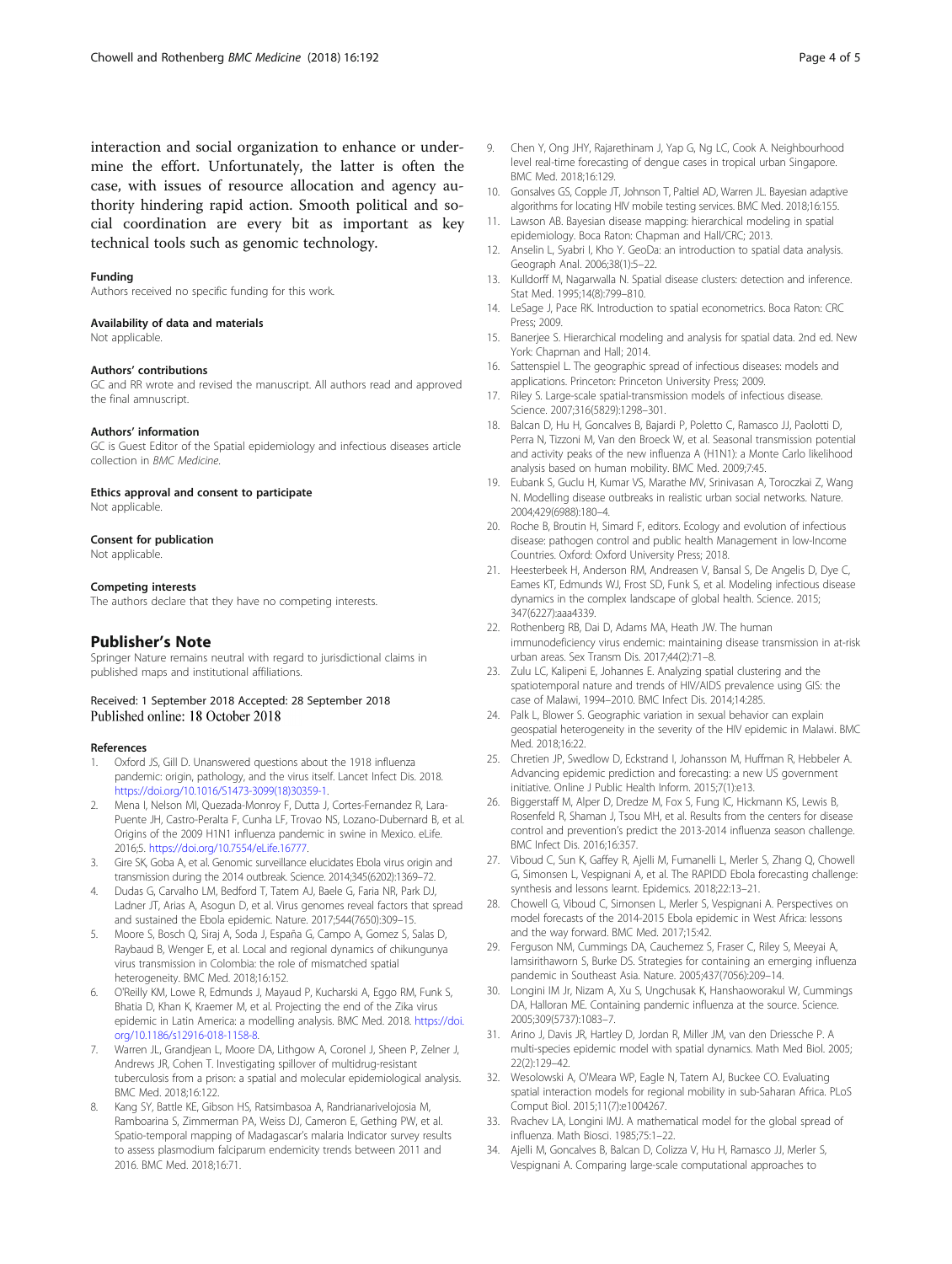interaction and social organization to enhance or undermine the effort. Unfortunately, the latter is often the case, with issues of resource allocation and agency authority hindering rapid action. Smooth political and social coordination are every bit as important as key technical tools such as genomic technology.

#### Funding
Authors received no specific funding for this work.

#### Availability of data and materials
Not applicable.

#### Authors' contributions
GC and RR wrote and revised the manuscript. All authors read and approved the final amnuscript.

#### Authors' information
GC is Guest Editor of the Spatial epidemiology and infectious diseases article collection in *BMC Medicine*.

#### Ethics approval and consent to participate
Not applicable.

#### Consent for publication
Not applicable.

#### Competing interests
The authors declare that they have no competing interests.

### Publisher's Note
Springer Nature remains neutral with regard to jurisdictional claims in published maps and institutional affiliations.

Received: 1 September 2018 Accepted: 28 September 2018
Published online: 18 October 2018

#### References
1. Oxford JS, Gill D. Unanswered questions about the 1918 influenza pandemic: origin, pathology, and the virus itself. Lancet Infect Dis. 2018. https://doi.org/10.1016/S1473-3099(18)30359-1.
2. Mena I, Nelson MI, Quezada-Monroy F, Dutta J, Cortes-Fernandez R, Lara-Puente JH, Castro-Peralta F, Cunha LF, Trovao NS, Lozano-Dubernard B, et al. Origins of the 2009 H1N1 influenza pandemic in swine in Mexico. eLife. 2016;5. https://doi.org/10.7554/eLife.16777.
3. Gire SK, Goba A, et al. Genomic surveillance elucidates Ebola virus origin and transmission during the 2014 outbreak. Science. 2014;345(6202):1369–72.
4. Dudas G, Carvalho LM, Bedford T, Tatem AJ, Baele G, Faria NR, Park DJ, Ladner JT, Arias A, Asogun D, et al. Virus genomes reveal factors that spread and sustained the Ebola epidemic. Nature. 2017;544(7650):309–15.
5. Moore S, Bosch Q, Siraj A, Soda J, España G, Campo A, Gomez S, Salas D, Raybaud B, Wenger E, et al. Local and regional dynamics of chikungunya virus transmission in Colombia: the role of mismatched spatial heterogeneity. BMC Med. 2018;16:152.
6. O'Reilly KM, Lowe R, Edmunds J, Mayaud P, Kucharski A, Eggo RM, Funk S, Bhatia D, Khan K, Kraemer M, et al. Projecting the end of the Zika virus epidemic in Latin America: a modelling analysis. BMC Med. 2018. https://doi.org/10.1186/s12916-018-1158-8.
7. Warren JL, Grandjean L, Moore DA, Lithgow A, Coronel J, Sheen P, Zelner J, Andrews JR, Cohen T. Investigating spillover of multidrug-resistant tuberculosis from a prison: a spatial and molecular epidemiological analysis. BMC Med. 2018;16:122.
8. Kang SY, Battle KE, Gibson HS, Ratsimbasoa A, Randrianarivelojosia M, Ramboarina S, Zimmerman PA, Weiss DJ, Cameron E, Gething PW, et al. Spatio-temporal mapping of Madagascar's malaria Indicator survey results to assess plasmodium falciparum endemicity trends between 2011 and 2016. BMC Med. 2018;16:71.
9. Chen Y, Ong JHY, Rajarethinam J, Yap G, Ng LC, Cook A. Neighbourhood level real-time forecasting of dengue cases in tropical urban Singapore. BMC Med. 2018;16:129.
10. Gonsalves GS, Copple JT, Johnson T, Paltiel AD, Warren JL. Bayesian adaptive algorithms for locating HIV mobile testing services. BMC Med. 2018;16:155.
11. Lawson AB. Bayesian disease mapping: hierarchical modeling in spatial epidemiology. Boca Raton: Chapman and Hall/CRC; 2013.
12. Anselin L, Syabri I, Kho Y. GeoDa: an introduction to spatial data analysis. Geograph Anal. 2006;38(1):5–22.
13. Kulldorff M, Nagarwalla N. Spatial disease clusters: detection and inference. Stat Med. 1995;14(8):799–810.
14. LeSage J, Pace RK. Introduction to spatial econometrics. Boca Raton: CRC Press; 2009.
15. Banerjee S. Hierarchical modeling and analysis for spatial data. 2nd ed. New York: Chapman and Hall; 2014.
16. Sattenspiel L. The geographic spread of infectious diseases: models and applications. Princeton: Princeton University Press; 2009.
17. Riley S. Large-scale spatial-transmission models of infectious disease. Science. 2007;316(5829):1298–301.
18. Balcan D, Hu H, Goncalves B, Bajardi P, Poletto C, Ramasco JJ, Paolotti D, Perra N, Tizzoni M, Van den Broeck W, et al. Seasonal transmission potential and activity peaks of the new influenza A (H1N1): a Monte Carlo likelihood analysis based on human mobility. BMC Med. 2009;7:45.
19. Eubank S, Guclu H, Kumar VS, Marathe MV, Srinivasan A, Toroczkai Z, Wang N. Modelling disease outbreaks in realistic urban social networks. Nature. 2004;429(6988):180–4.
20. Roche B, Broutin H, Simard F, editors. Ecology and evolution of infectious disease: pathogen control and public health Management in low-Income Countries. Oxford: Oxford University Press; 2018.
21. Heesterbeek H, Anderson RM, Andreasen V, Bansal S, De Angelis D, Dye C, Eames KT, Edmunds WJ, Frost SD, Funk S, et al. Modeling infectious disease dynamics in the complex landscape of global health. Science. 2015; 347(6227):aaa4339.
22. Rothenberg RB, Dai D, Adams MA, Heath JW. The human immunodeficiency virus endemic: maintaining disease transmission in at-risk urban areas. Sex Transm Dis. 2017;44(2):71–8.
23. Zulu LC, Kalipeni E, Johannes E. Analyzing spatial clustering and the spatiotemporal nature and trends of HIV/AIDS prevalence using GIS: the case of Malawi, 1994–2010. BMC Infect Dis. 2014;14:285.
24. Palk L, Blower S. Geographic variation in sexual behavior can explain geospatial heterogeneity in the severity of the HIV epidemic in Malawi. BMC Med. 2018;16:22.
25. Chretien JP, Swedlow D, Eckstrand I, Johansson M, Huffman R, Hebbeler A. Advancing epidemic prediction and forecasting: a new US government initiative. Online J Public Health Inform. 2015;7(1):e13.
26. Biggerstaff M, Alper D, Dredze M, Fox S, Fung IC, Hickmann KS, Lewis B, Rosenfeld R, Shaman J, Tsou MH, et al. Results from the centers for disease control and prevention's predict the 2013-2014 influenza season challenge. BMC Infect Dis. 2016;16:357.
27. Viboud C, Sun K, Gaffey R, Ajelli M, Fumanelli L, Merler S, Zhang Q, Chowell G, Simonsen L, Vespignani A, et al. The RAPIDD Ebola forecasting challenge: synthesis and lessons learnt. Epidemics. 2018;22:13–21.
28. Chowell G, Viboud C, Simonsen L, Merler S, Vespignani A. Perspectives on model forecasts of the 2014-2015 Ebola epidemic in West Africa: lessons and the way forward. BMC Med. 2017;15:42.
29. Ferguson NM, Cummings DA, Cauchemez S, Fraser C, Riley S, Meeyai A, Iamsirithaworn S, Burke DS. Strategies for containing an emerging influenza pandemic in Southeast Asia. Nature. 2005;437(7056):209–14.
30. Longini IM Jr, Nizam A, Xu S, Ungchusak K, Hanshaoworakul W, Cummings DA, Halloran ME. Containing pandemic influenza at the source. Science. 2005;309(5737):1083–7.
31. Arino J, Davis JR, Hartley D, Jordan R, Miller JM, van den Driessche P. A multi-species epidemic model with spatial dynamics. Math Med Biol. 2005; 22(2):129–42.
32. Wesolowski A, O'Meara WP, Eagle N, Tatem AJ, Buckee CO. Evaluating spatial interaction models for regional mobility in sub-Saharan Africa. PLoS Comput Biol. 2015;11(7):e1004267.
33. Rvachev LA, Longini IMJ. A mathematical model for the global spread of influenza. Math Biosci. 1985;75:1–22.
34. Ajelli M, Goncalves B, Balcan D, Colizza V, Hu H, Ramasco JJ, Merler S, Vespignani A. Comparing large-scale computational approaches to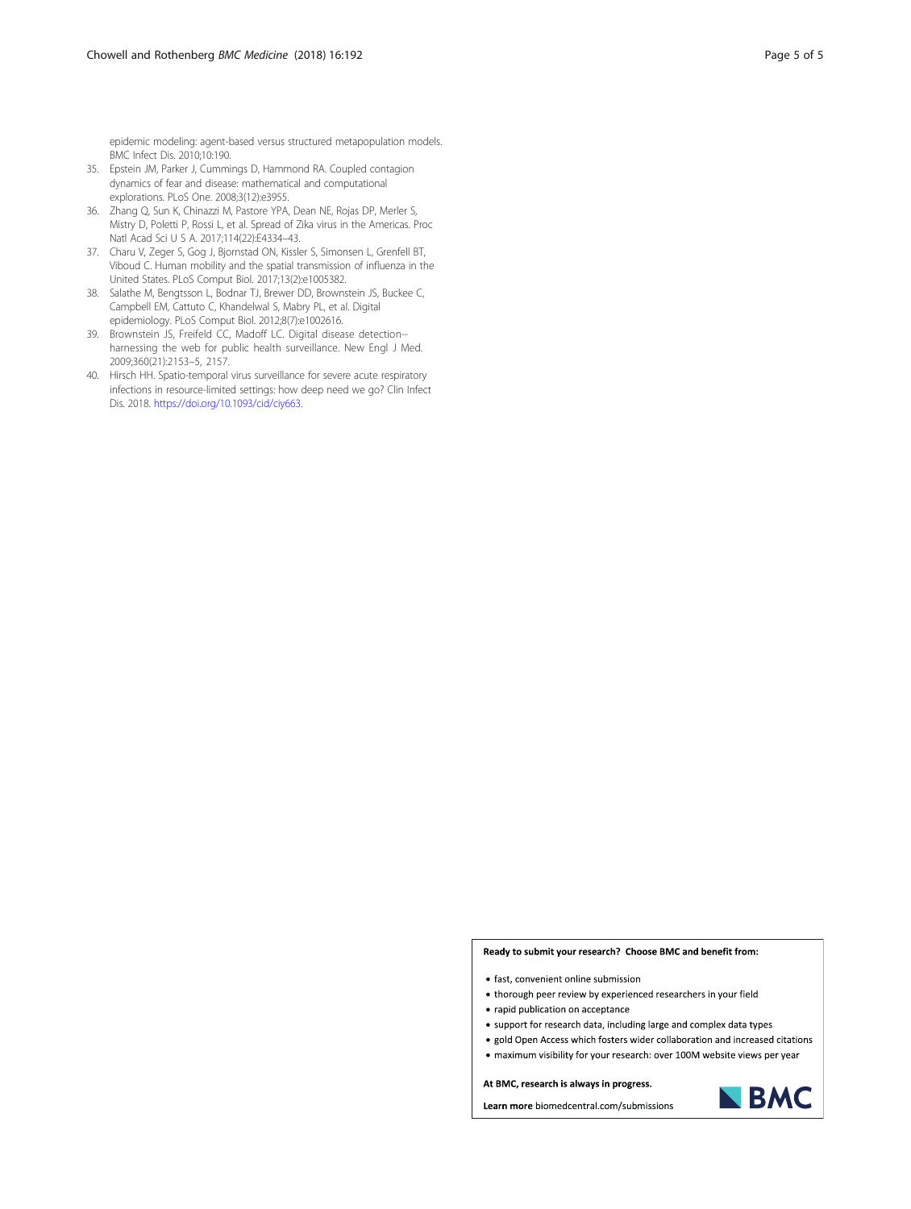epidemic modeling: agent-based versus structured metapopulation models. BMC Infect Dis. 2010;10:190.

35. Epstein JM, Parker J, Cummings D, Hammond RA. Coupled contagion dynamics of fear and disease: mathematical and computational explorations. PLoS One. 2008;3(12):e3955.
36. Zhang Q, Sun K, Chinazzi M, Pastore YPA, Dean NE, Rojas DP, Merler S, Mistry D, Poletti P, Rossi L, et al. Spread of Zika virus in the Americas. Proc Natl Acad Sci U S A. 2017;114(22):E4334–43.
37. Charu V, Zeger S, Gog J, Bjornstad ON, Kissler S, Simonsen L, Grenfell BT, Viboud C. Human mobility and the spatial transmission of influenza in the United States. PLoS Comput Biol. 2017;13(2):e1005382.
38. Salathe M, Bengtsson L, Bodnar TJ, Brewer DD, Brownstein JS, Buckee C, Campbell EM, Cattuto C, Khandelwal S, Mabry PL, et al. Digital epidemiology. PLoS Comput Biol. 2012;8(7):e1002616.
39. Brownstein JS, Freifeld CC, Madoff LC. Digital disease detection--harnessing the web for public health surveillance. New Engl J Med. 2009;360(21):2153–5, 2157.
40. Hirsch HH. Spatio-temporal virus surveillance for severe acute respiratory infections in resource-limited settings: how deep need we go? Clin Infect Dis. 2018. https://doi.org/10.1093/cid/ciy663.

**Ready to submit your research? Choose BMC and benefit from:**

- fast, convenient online submission
- thorough peer review by experienced researchers in your field
- rapid publication on acceptance
- support for research data, including large and complex data types
- gold Open Access which fosters wider collaboration and increased citations
- maximum visibility for your research: over 100M website views per year

**At BMC, research is always in progress.**

**Learn more** biomedcentral.com/submissions